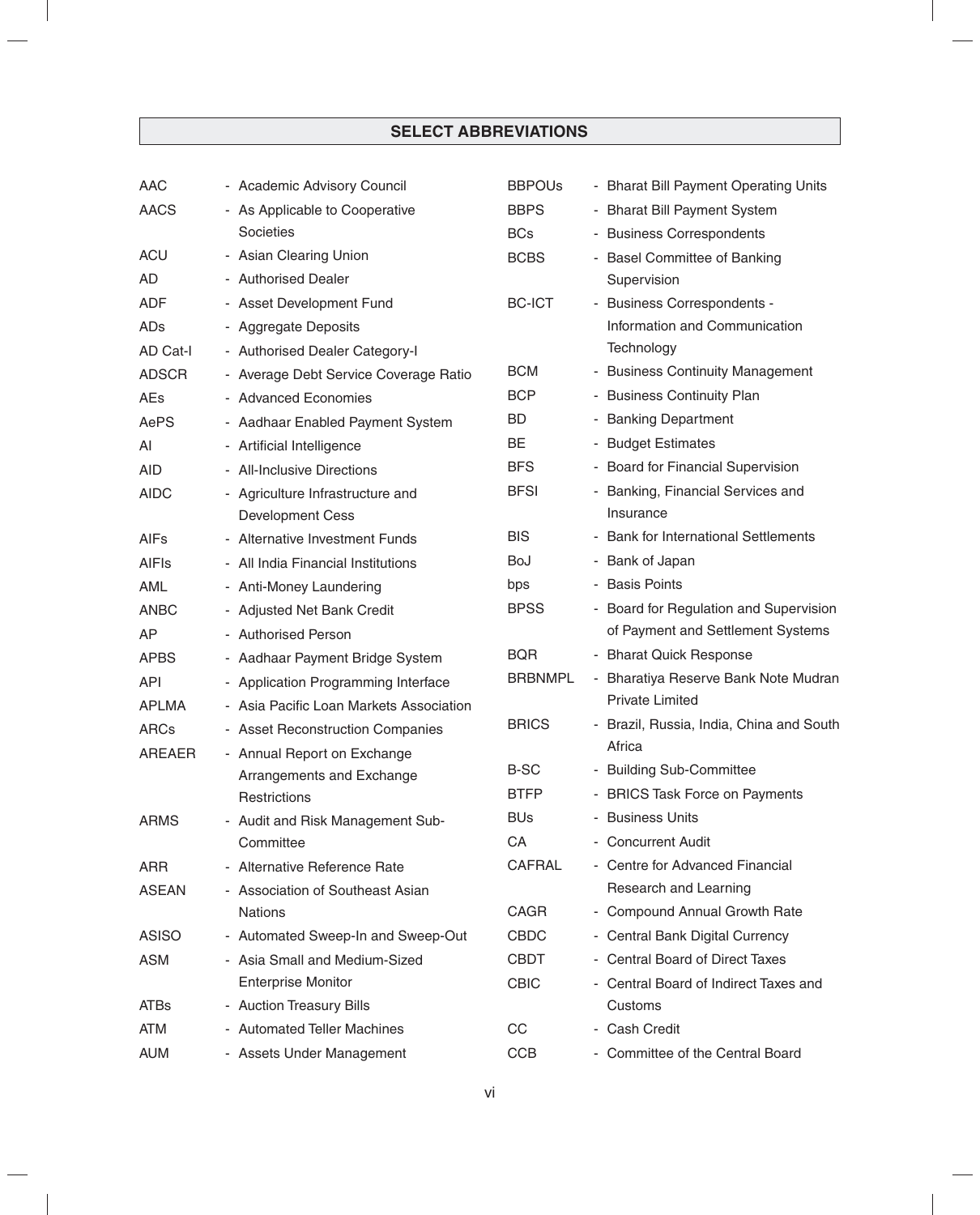## SELECT ABBREVIATIONS

| | |
|---|---|
| AAC | Academic Advisory Council |
| AACS | As Applicable to Cooperative Societies |
| ACU | Asian Clearing Union |
| AD | Authorised Dealer |
| ADF | Asset Development Fund |
| ADs | Aggregate Deposits |
| AD Cat-I | Authorised Dealer Category-I |
| ADSCR | Average Debt Service Coverage Ratio |
| AEs | Advanced Economies |
| AePS | Aadhaar Enabled Payment System |
| AI | Artificial Intelligence |
| AID | All-Inclusive Directions |
| AIDC | Agriculture Infrastructure and Development Cess |
| AIFs | Alternative Investment Funds |
| AIFIs | All India Financial Institutions |
| AML | Anti-Money Laundering |
| ANBC | Adjusted Net Bank Credit |
| AP | Authorised Person |
| APBS | Aadhaar Payment Bridge System |
| API | Application Programming Interface |
| APLMA | Asia Pacific Loan Markets Association |
| ARCs | Asset Reconstruction Companies |
| AREAER | Annual Report on Exchange Arrangements and Exchange Restrictions |
| ARMS | Audit and Risk Management Sub-Committee |
| ARR | Alternative Reference Rate |
| ASEAN | Association of Southeast Asian Nations |
| ASISO | Automated Sweep-In and Sweep-Out |
| ASM | Asia Small and Medium-Sized Enterprise Monitor |
| ATBs | Auction Treasury Bills |
| ATM | Automated Teller Machines |
| AUM | Assets Under Management |
| BBPOUs | Bharat Bill Payment Operating Units |
| BBPS | Bharat Bill Payment System |
| BCs | Business Correspondents |
| BCBS | Basel Committee of Banking Supervision |
| BC-ICT | Business Correspondents - Information and Communication Technology |
| BCM | Business Continuity Management |
| BCP | Business Continuity Plan |
| BD | Banking Department |
| BE | Budget Estimates |
| BFS | Board for Financial Supervision |
| BFSI | Banking, Financial Services and Insurance |
| BIS | Bank for International Settlements |
| BoJ | Bank of Japan |
| bps | Basis Points |
| BPSS | Board for Regulation and Supervision of Payment and Settlement Systems |
| BQR | Bharat Quick Response |
| BRBNMPL | Bharatiya Reserve Bank Note Mudran Private Limited |
| BRICS | Brazil, Russia, India, China and South Africa |
| B-SC | Building Sub-Committee |
| BTFP | BRICS Task Force on Payments |
| BUs | Business Units |
| CA | Concurrent Audit |
| CAFRAL | Centre for Advanced Financial Research and Learning |
| CAGR | Compound Annual Growth Rate |
| CBDC | Central Bank Digital Currency |
| CBDT | Central Board of Direct Taxes |
| CBIC | Central Board of Indirect Taxes and Customs |
| CC | Cash Credit |
| CCB | Committee of the Central Board |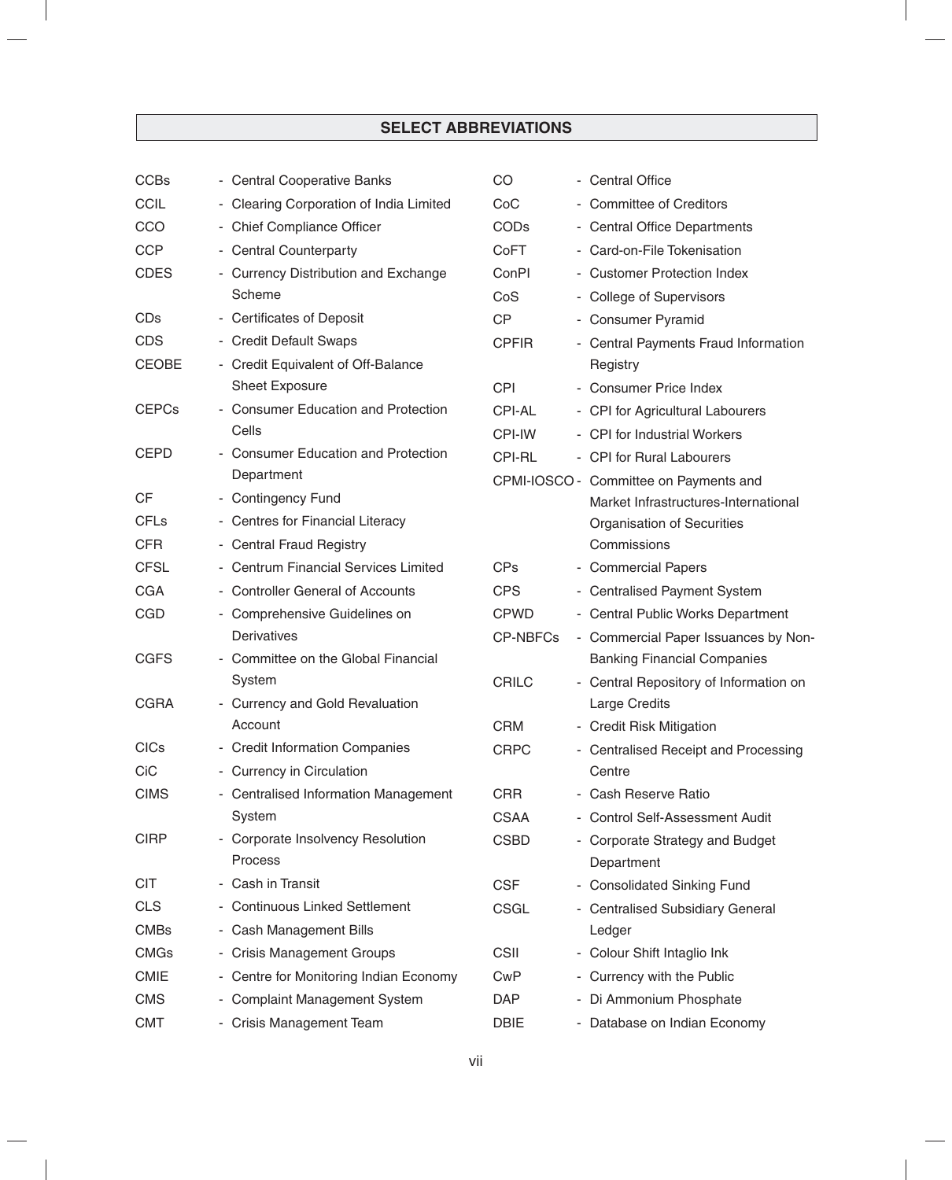## SELECT ABBREVIATIONS

| | |
|---|---|
| CCBs | Central Cooperative Banks |
| CCIL | Clearing Corporation of India Limited |
| CCO | Chief Compliance Officer |
| CCP | Central Counterparty |
| CDES | Currency Distribution and Exchange Scheme |
| CDs | Certificates of Deposit |
| CDS | Credit Default Swaps |
| CEOBE | Credit Equivalent of Off-Balance Sheet Exposure |
| CEPCs | Consumer Education and Protection Cells |
| CEPD | Consumer Education and Protection Department |
| CF | Contingency Fund |
| CFLs | Centres for Financial Literacy |
| CFR | Central Fraud Registry |
| CFSL | Centrum Financial Services Limited |
| CGA | Controller General of Accounts |
| CGD | Comprehensive Guidelines on Derivatives |
| CGFS | Committee on the Global Financial System |
| CGRA | Currency and Gold Revaluation Account |
| CICs | Credit Information Companies |
| CiC | Currency in Circulation |
| CIMS | Centralised Information Management System |
| CIRP | Corporate Insolvency Resolution Process |
| CIT | Cash in Transit |
| CLS | Continuous Linked Settlement |
| CMBs | Cash Management Bills |
| CMGs | Crisis Management Groups |
| CMIE | Centre for Monitoring Indian Economy |
| CMS | Complaint Management System |
| CMT | Crisis Management Team |
| CO | Central Office |
| CoC | Committee of Creditors |
| CODs | Central Office Departments |
| CoFT | Card-on-File Tokenisation |
| ConPI | Customer Protection Index |
| CoS | College of Supervisors |
| CP | Consumer Pyramid |
| CPFIR | Central Payments Fraud Information Registry |
| CPI | Consumer Price Index |
| CPI-AL | CPI for Agricultural Labourers |
| CPI-IW | CPI for Industrial Workers |
| CPI-RL | CPI for Rural Labourers |
| CPMI-IOSCO | Committee on Payments and Market Infrastructures-International Organisation of Securities Commissions |
| CPs | Commercial Papers |
| CPS | Centralised Payment System |
| CPWD | Central Public Works Department |
| CP-NBFCs | Commercial Paper Issuances by Non-Banking Financial Companies |
| CRILC | Central Repository of Information on Large Credits |
| CRM | Credit Risk Mitigation |
| CRPC | Centralised Receipt and Processing Centre |
| CRR | Cash Reserve Ratio |
| CSAA | Control Self-Assessment Audit |
| CSBD | Corporate Strategy and Budget Department |
| CSF | Consolidated Sinking Fund |
| CSGL | Centralised Subsidiary General Ledger |
| CSII | Colour Shift Intaglio Ink |
| CwP | Currency with the Public |
| DAP | Di Ammonium Phosphate |
| DBIE | Database on Indian Economy |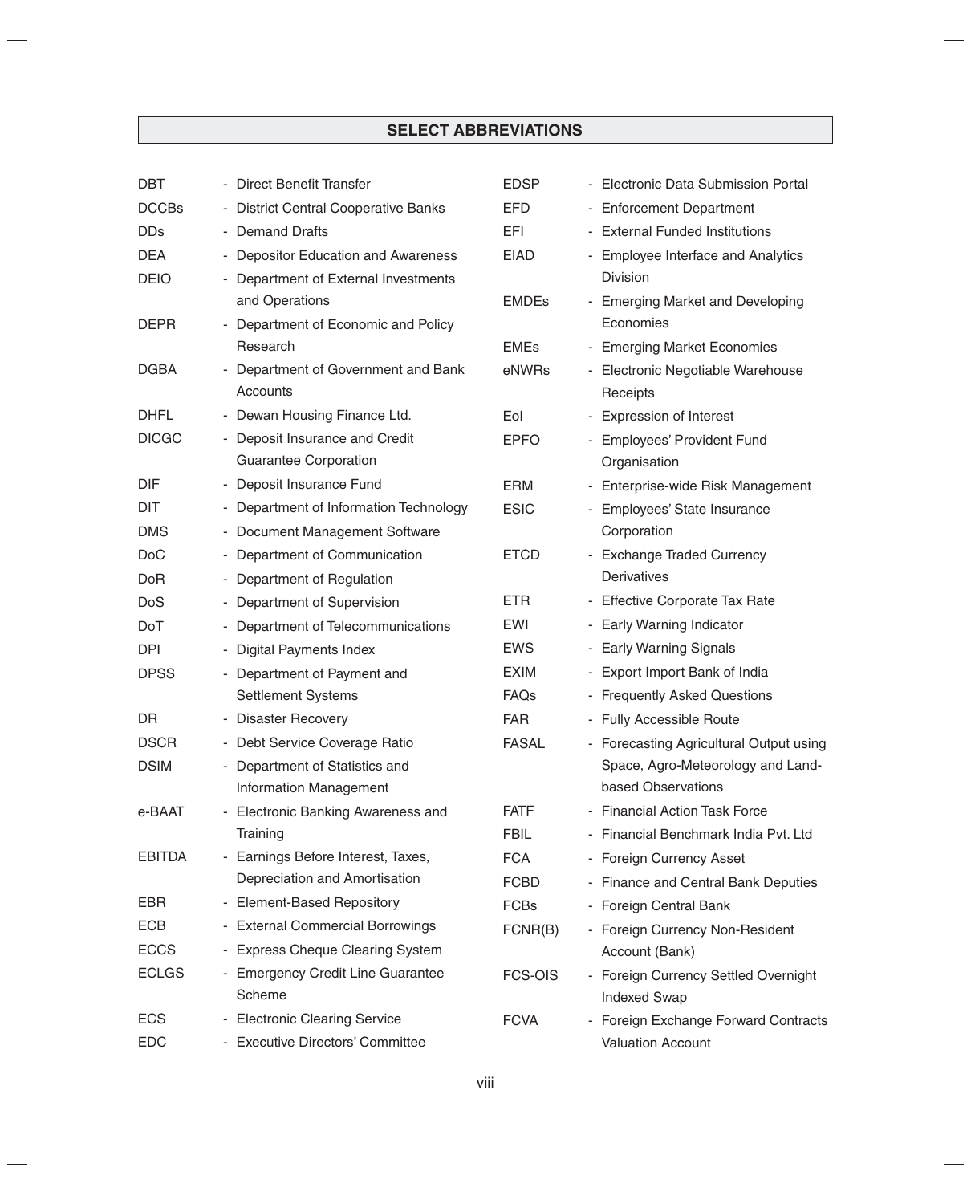## SELECT ABBREVIATIONS

DBT - Direct Benefit Transfer

DCCBs - District Central Cooperative Banks

DDs - Demand Drafts

DEA - Depositor Education and Awareness

DEIO - Department of External Investments and Operations

DEPR - Department of Economic and Policy Research

DGBA - Department of Government and Bank Accounts

DHFL - Dewan Housing Finance Ltd.

DICGC - Deposit Insurance and Credit Guarantee Corporation

DIF - Deposit Insurance Fund

DIT - Department of Information Technology

DMS - Document Management Software

DoC - Department of Communication

DoR - Department of Regulation

DoS - Department of Supervision

DoT - Department of Telecommunications

DPI - Digital Payments Index

DPSS - Department of Payment and Settlement Systems

DR - Disaster Recovery

DSCR - Debt Service Coverage Ratio

DSIM - Department of Statistics and Information Management

e-BAAT - Electronic Banking Awareness and Training

EBITDA - Earnings Before Interest, Taxes, Depreciation and Amortisation

EBR - Element-Based Repository

ECB - External Commercial Borrowings

ECCS - Express Cheque Clearing System

ECLGS - Emergency Credit Line Guarantee Scheme

ECS - Electronic Clearing Service

EDC - Executive Directors' Committee

EDSP - Electronic Data Submission Portal

EFD - Enforcement Department

EFI - External Funded Institutions

EIAD - Employee Interface and Analytics Division

EMDEs - Emerging Market and Developing Economies

EMEs - Emerging Market Economies

eNWRs - Electronic Negotiable Warehouse Receipts

EoI - Expression of Interest

EPFO - Employees' Provident Fund Organisation

ERM - Enterprise-wide Risk Management

ESIC - Employees' State Insurance Corporation

ETCD - Exchange Traded Currency Derivatives

ETR - Effective Corporate Tax Rate

EWI - Early Warning Indicator

EWS - Early Warning Signals

EXIM - Export Import Bank of India

FAQs - Frequently Asked Questions

FAR - Fully Accessible Route

FASAL - Forecasting Agricultural Output using Space, Agro-Meteorology and Land-based Observations

FATF - Financial Action Task Force

FBIL - Financial Benchmark India Pvt. Ltd

FCA - Foreign Currency Asset

FCBD - Finance and Central Bank Deputies

FCBs - Foreign Central Bank

FCNR(B) - Foreign Currency Non-Resident Account (Bank)

FCS-OIS - Foreign Currency Settled Overnight Indexed Swap

FCVA - Foreign Exchange Forward Contracts Valuation Account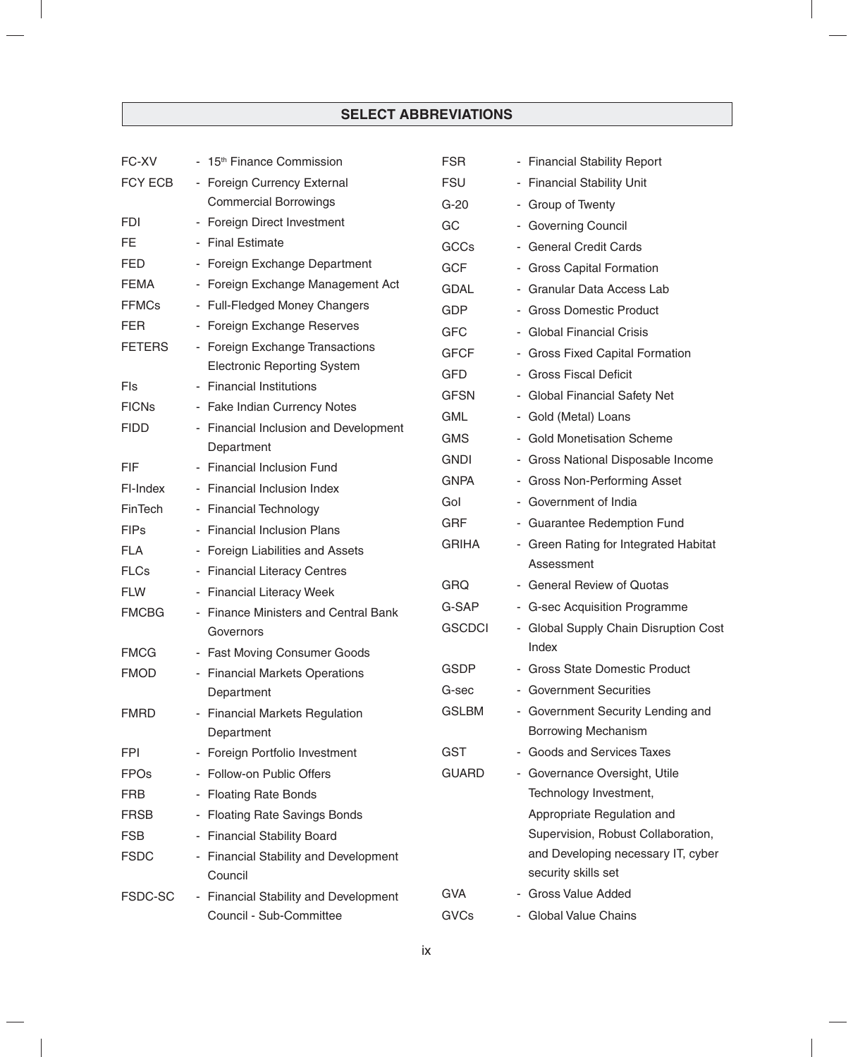## SELECT ABBREVIATIONS

| | |
|---|---|
| FC-XV | - 15th Finance Commission |
| FCY ECB | - Foreign Currency External Commercial Borrowings |
| FDI | - Foreign Direct Investment |
| FE | - Final Estimate |
| FED | - Foreign Exchange Department |
| FEMA | - Foreign Exchange Management Act |
| FFMCs | - Full-Fledged Money Changers |
| FER | - Foreign Exchange Reserves |
| FETERS | - Foreign Exchange Transactions Electronic Reporting System |
| FIs | - Financial Institutions |
| FICNs | - Fake Indian Currency Notes |
| FIDD | - Financial Inclusion and Development Department |
| FIF | - Financial Inclusion Fund |
| FI-Index | - Financial Inclusion Index |
| FinTech | - Financial Technology |
| FIPs | - Financial Inclusion Plans |
| FLA | - Foreign Liabilities and Assets |
| FLCs | - Financial Literacy Centres |
| FLW | - Financial Literacy Week |
| FMCBG | - Finance Ministers and Central Bank Governors |
| FMCG | - Fast Moving Consumer Goods |
| FMOD | - Financial Markets Operations Department |
| FMRD | - Financial Markets Regulation Department |
| FPI | - Foreign Portfolio Investment |
| FPOs | - Follow-on Public Offers |
| FRB | - Floating Rate Bonds |
| FRSB | - Floating Rate Savings Bonds |
| FSB | - Financial Stability Board |
| FSDC | - Financial Stability and Development Council |
| FSDC-SC | - Financial Stability and Development Council - Sub-Committee |
| FSR | - Financial Stability Report |
| FSU | - Financial Stability Unit |
| G-20 | - Group of Twenty |
| GC | - Governing Council |
| GCCs | - General Credit Cards |
| GCF | - Gross Capital Formation |
| GDAL | - Granular Data Access Lab |
| GDP | - Gross Domestic Product |
| GFC | - Global Financial Crisis |
| GFCF | - Gross Fixed Capital Formation |
| GFD | - Gross Fiscal Deficit |
| GFSN | - Global Financial Safety Net |
| GML | - Gold (Metal) Loans |
| GMS | - Gold Monetisation Scheme |
| GNDI | - Gross National Disposable Income |
| GNPA | - Gross Non-Performing Asset |
| GoI | - Government of India |
| GRF | - Guarantee Redemption Fund |
| GRIHA | - Green Rating for Integrated Habitat Assessment |
| GRQ | - General Review of Quotas |
| G-SAP | - G-sec Acquisition Programme |
| GSCDCI | - Global Supply Chain Disruption Cost Index |
| GSDP | - Gross State Domestic Product |
| G-sec | - Government Securities |
| GSLBM | - Government Security Lending and Borrowing Mechanism |
| GST | - Goods and Services Taxes |
| GUARD | - Governance Oversight, Utile Technology Investment, Appropriate Regulation and Supervision, Robust Collaboration, and Developing necessary IT, cyber security skills set |
| GVA | - Gross Value Added |
| GVCs | - Global Value Chains |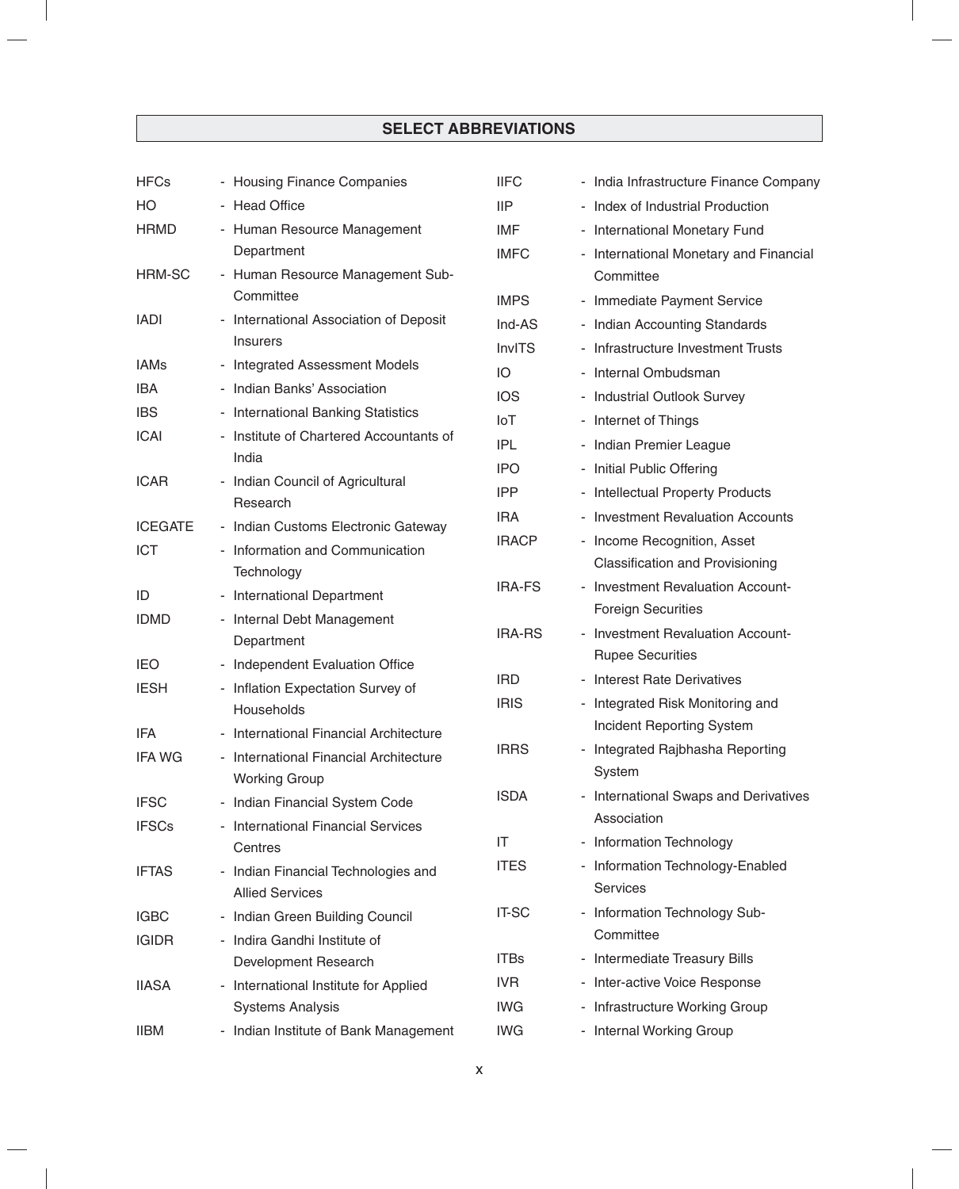## SELECT ABBREVIATIONS

| | |
|---|---|
| HFCs | - Housing Finance Companies |
| HO | - Head Office |
| HRMD | - Human Resource Management Department |
| HRM-SC | - Human Resource Management Sub-Committee |
| IADI | - International Association of Deposit Insurers |
| IAMs | - Integrated Assessment Models |
| IBA | - Indian Banks' Association |
| IBS | - International Banking Statistics |
| ICAI | - Institute of Chartered Accountants of India |
| ICAR | - Indian Council of Agricultural Research |
| ICEGATE | - Indian Customs Electronic Gateway |
| ICT | - Information and Communication Technology |
| ID | - International Department |
| IDMD | - Internal Debt Management Department |
| IEO | - Independent Evaluation Office |
| IESH | - Inflation Expectation Survey of Households |
| IFA | - International Financial Architecture |
| IFA WG | - International Financial Architecture Working Group |
| IFSC | - Indian Financial System Code |
| IFSCs | - International Financial Services Centres |
| IFTAS | - Indian Financial Technologies and Allied Services |
| IGBC | - Indian Green Building Council |
| IGIDR | - Indira Gandhi Institute of Development Research |
| IIASA | - International Institute for Applied Systems Analysis |
| IIBM | - Indian Institute of Bank Management |
| IIFC | - India Infrastructure Finance Company |
| IIP | - Index of Industrial Production |
| IMF | - International Monetary Fund |
| IMFC | - International Monetary and Financial Committee |
| IMPS | - Immediate Payment Service |
| Ind-AS | - Indian Accounting Standards |
| InvITS | - Infrastructure Investment Trusts |
| IO | - Internal Ombudsman |
| IOS | - Industrial Outlook Survey |
| IoT | - Internet of Things |
| IPL | - Indian Premier League |
| IPO | - Initial Public Offering |
| IPP | - Intellectual Property Products |
| IRA | - Investment Revaluation Accounts |
| IRACP | - Income Recognition, Asset Classification and Provisioning |
| IRA-FS | - Investment Revaluation Account-Foreign Securities |
| IRA-RS | - Investment Revaluation Account-Rupee Securities |
| IRD | - Interest Rate Derivatives |
| IRIS | - Integrated Risk Monitoring and Incident Reporting System |
| IRRS | - Integrated Rajbhasha Reporting System |
| ISDA | - International Swaps and Derivatives Association |
| IT | - Information Technology |
| ITES | - Information Technology-Enabled Services |
| IT-SC | - Information Technology Sub-Committee |
| ITBs | - Intermediate Treasury Bills |
| IVR | - Inter-active Voice Response |
| IWG | - Infrastructure Working Group |
| IWG | - Internal Working Group |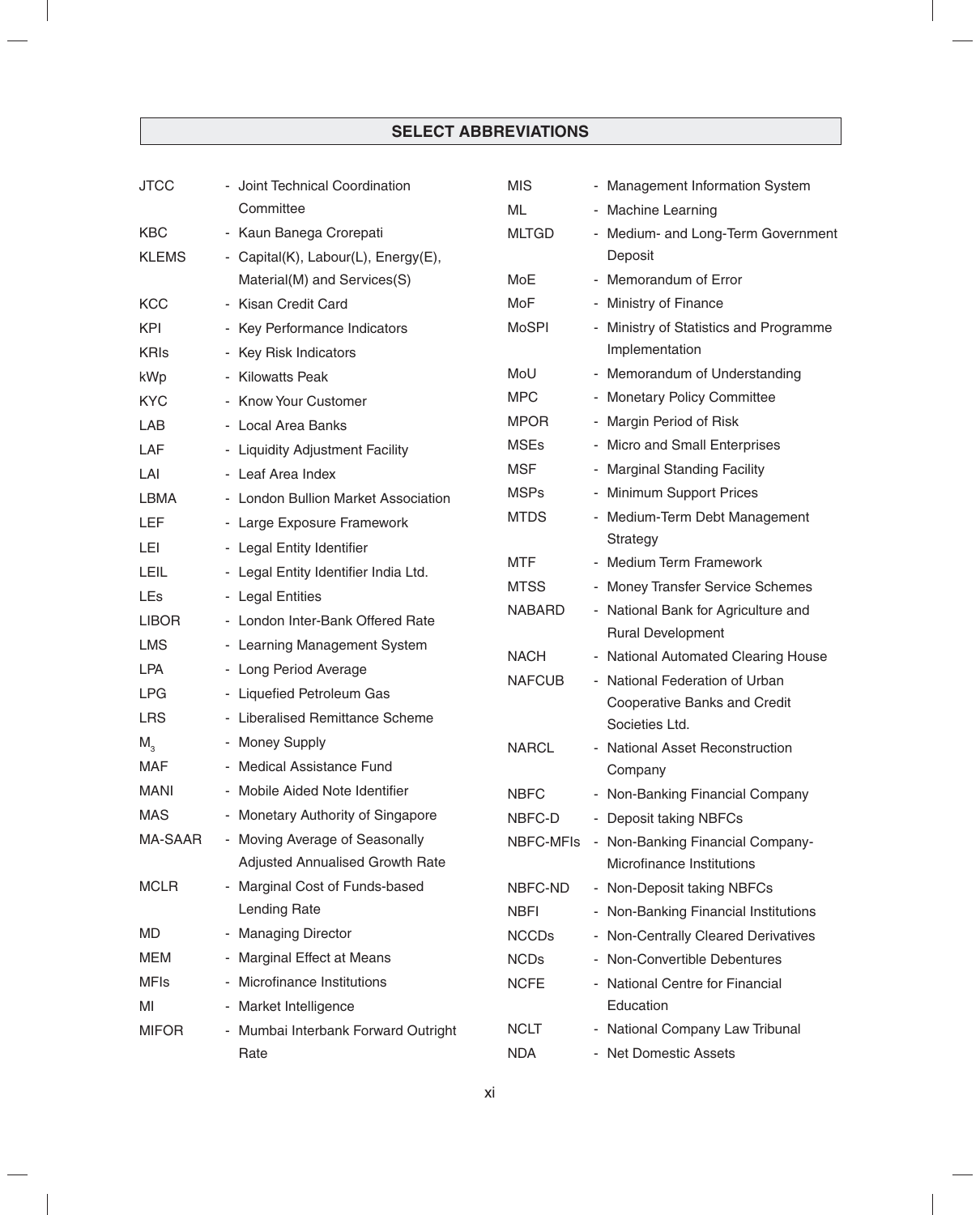## SELECT ABBREVIATIONS

| | |
|---|---|
| JTCC | Joint Technical Coordination Committee |
| KBC | Kaun Banega Crorepati |
| KLEMS | Capital(K), Labour(L), Energy(E), Material(M) and Services(S) |
| KCC | Kisan Credit Card |
| KPI | Key Performance Indicators |
| KRIs | Key Risk Indicators |
| kWp | Kilowatts Peak |
| KYC | Know Your Customer |
| LAB | Local Area Banks |
| LAF | Liquidity Adjustment Facility |
| LAI | Leaf Area Index |
| LBMA | London Bullion Market Association |
| LEF | Large Exposure Framework |
| LEI | Legal Entity Identifier |
| LEIL | Legal Entity Identifier India Ltd. |
| LEs | Legal Entities |
| LIBOR | London Inter-Bank Offered Rate |
| LMS | Learning Management System |
| LPA | Long Period Average |
| LPG | Liquefied Petroleum Gas |
| LRS | Liberalised Remittance Scheme |
| $M_3$ | Money Supply |
| MAF | Medical Assistance Fund |
| MANI | Mobile Aided Note Identifier |
| MAS | Monetary Authority of Singapore |
| MA-SAAR | Moving Average of Seasonally Adjusted Annualised Growth Rate |
| MCLR | Marginal Cost of Funds-based Lending Rate |
| MD | Managing Director |
| MEM | Marginal Effect at Means |
| MFIs | Microfinance Institutions |
| MI | Market Intelligence |
| MIFOR | Mumbai Interbank Forward Outright Rate |
| MIS | Management Information System |
| ML | Machine Learning |
| MLTGD | Medium- and Long-Term Government Deposit |
| MoE | Memorandum of Error |
| MoF | Ministry of Finance |
| MoSPI | Ministry of Statistics and Programme Implementation |
| MoU | Memorandum of Understanding |
| MPC | Monetary Policy Committee |
| MPOR | Margin Period of Risk |
| MSEs | Micro and Small Enterprises |
| MSF | Marginal Standing Facility |
| MSPs | Minimum Support Prices |
| MTDS | Medium-Term Debt Management Strategy |
| MTF | Medium Term Framework |
| MTSS | Money Transfer Service Schemes |
| NABARD | National Bank for Agriculture and Rural Development |
| NACH | National Automated Clearing House |
| NAFCUB | National Federation of Urban Cooperative Banks and Credit Societies Ltd. |
| NARCL | National Asset Reconstruction Company |
| NBFC | Non-Banking Financial Company |
| NBFC-D | Deposit taking NBFCs |
| NBFC-MFIs | Non-Banking Financial Company-Microfinance Institutions |
| NBFC-ND | Non-Deposit taking NBFCs |
| NBFI | Non-Banking Financial Institutions |
| NCCDs | Non-Centrally Cleared Derivatives |
| NCDs | Non-Convertible Debentures |
| NCFE | National Centre for Financial Education |
| NCLT | National Company Law Tribunal |
| NDA | Net Domestic Assets |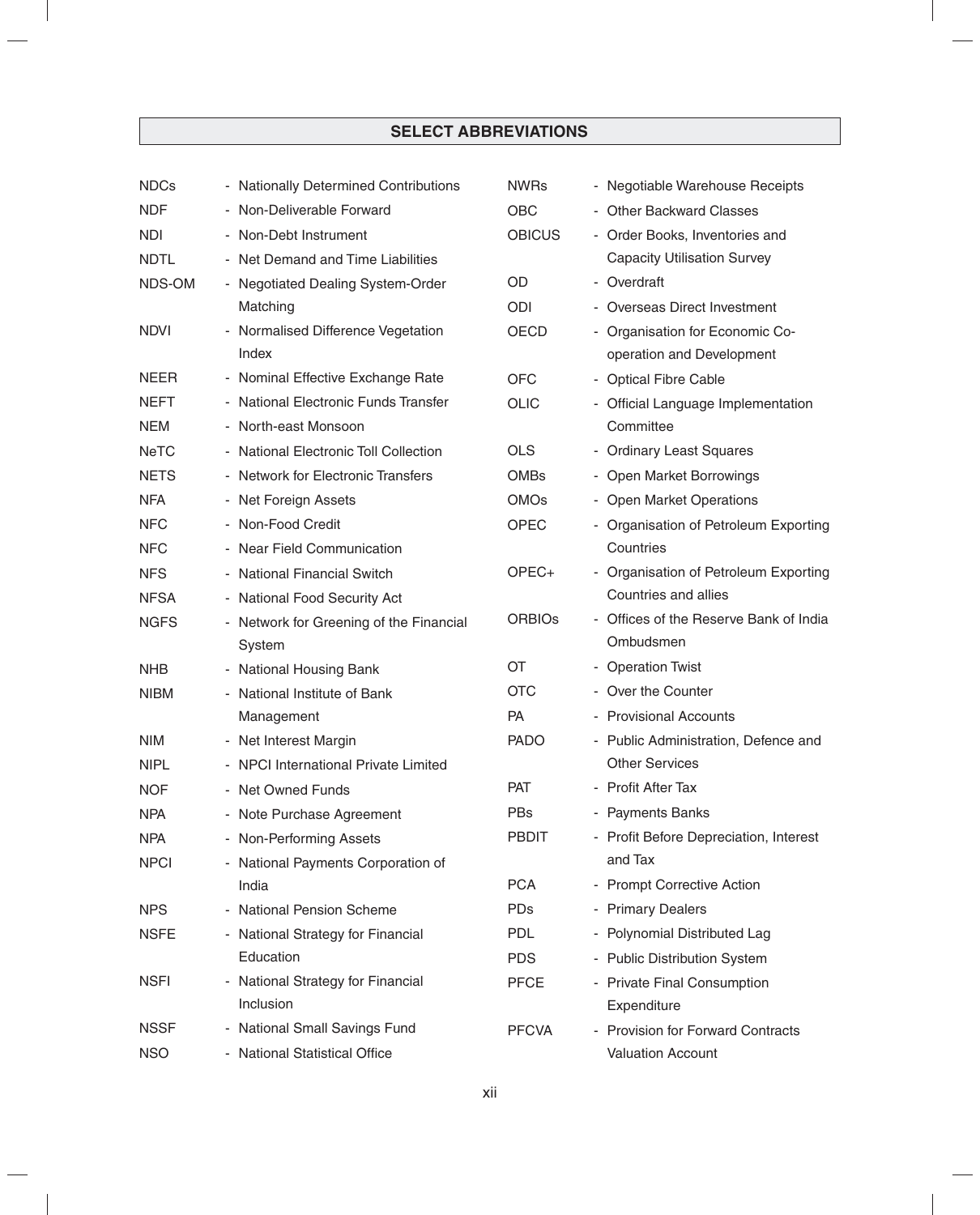## SELECT ABBREVIATIONS

| | |
|---|---|
| NDCs | - Nationally Determined Contributions |
| NDF | - Non-Deliverable Forward |
| NDI | - Non-Debt Instrument |
| NDTL | - Net Demand and Time Liabilities |
| NDS-OM | - Negotiated Dealing System-Order Matching |
| NDVI | - Normalised Difference Vegetation Index |
| NEER | - Nominal Effective Exchange Rate |
| NEFT | - National Electronic Funds Transfer |
| NEM | - North-east Monsoon |
| NeTC | - National Electronic Toll Collection |
| NETS | - Network for Electronic Transfers |
| NFA | - Net Foreign Assets |
| NFC | - Non-Food Credit |
| NFC | - Near Field Communication |
| NFS | - National Financial Switch |
| NFSA | - National Food Security Act |
| NGFS | - Network for Greening of the Financial System |
| NHB | - National Housing Bank |
| NIBM | - National Institute of Bank Management |
| NIM | - Net Interest Margin |
| NIPL | - NPCI International Private Limited |
| NOF | - Net Owned Funds |
| NPA | - Note Purchase Agreement |
| NPA | - Non-Performing Assets |
| NPCI | - National Payments Corporation of India |
| NPS | - National Pension Scheme |
| NSFE | - National Strategy for Financial Education |
| NSFI | - National Strategy for Financial Inclusion |
| NSSF | - National Small Savings Fund |
| NSO | - National Statistical Office |
| NWRs | - Negotiable Warehouse Receipts |
| OBC | - Other Backward Classes |
| OBICUS | - Order Books, Inventories and Capacity Utilisation Survey |
| OD | - Overdraft |
| ODI | - Overseas Direct Investment |
| OECD | - Organisation for Economic Co-operation and Development |
| OFC | - Optical Fibre Cable |
| OLIC | - Official Language Implementation Committee |
| OLS | - Ordinary Least Squares |
| OMBs | - Open Market Borrowings |
| OMOs | - Open Market Operations |
| OPEC | - Organisation of Petroleum Exporting Countries |
| OPEC+ | - Organisation of Petroleum Exporting Countries and allies |
| ORBIOs | - Offices of the Reserve Bank of India Ombudsmen |
| OT | - Operation Twist |
| OTC | - Over the Counter |
| PA | - Provisional Accounts |
| PADO | - Public Administration, Defence and Other Services |
| PAT | - Profit After Tax |
| PBs | - Payments Banks |
| PBDIT | - Profit Before Depreciation, Interest and Tax |
| PCA | - Prompt Corrective Action |
| PDs | - Primary Dealers |
| PDL | - Polynomial Distributed Lag |
| PDS | - Public Distribution System |
| PFCE | - Private Final Consumption Expenditure |
| PFCVA | - Provision for Forward Contracts Valuation Account |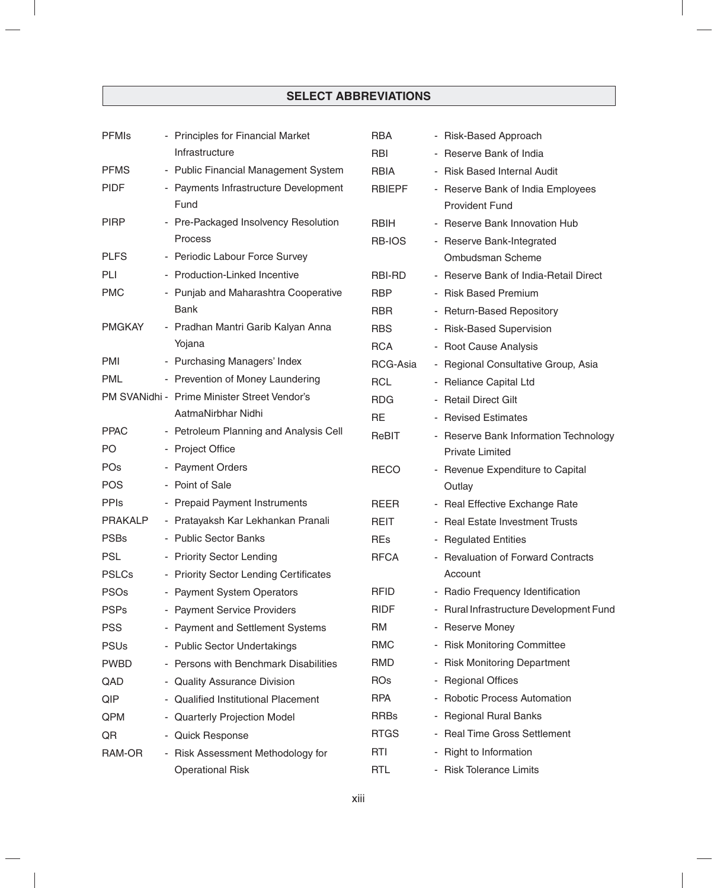## SELECT ABBREVIATIONS

| | |
|---|---|
| PFMIs | - Principles for Financial Market Infrastructure |
| PFMS | - Public Financial Management System |
| PIDF | - Payments Infrastructure Development Fund |
| PIRP | - Pre-Packaged Insolvency Resolution Process |
| PLFS | - Periodic Labour Force Survey |
| PLI | - Production-Linked Incentive |
| PMC | - Punjab and Maharashtra Cooperative Bank |
| PMGKAY | - Pradhan Mantri Garib Kalyan Anna Yojana |
| PMI | - Purchasing Managers' Index |
| PML | - Prevention of Money Laundering |
| PM SVANidhi | - Prime Minister Street Vendor's AatmaNirbhar Nidhi |
| PPAC | - Petroleum Planning and Analysis Cell |
| PO | - Project Office |
| POs | - Payment Orders |
| POS | - Point of Sale |
| PPIs | - Prepaid Payment Instruments |
| PRAKALP | - Pratayaksh Kar Lekhankan Pranali |
| PSBs | - Public Sector Banks |
| PSL | - Priority Sector Lending |
| PSLCs | - Priority Sector Lending Certificates |
| PSOs | - Payment System Operators |
| PSPs | - Payment Service Providers |
| PSS | - Payment and Settlement Systems |
| PSUs | - Public Sector Undertakings |
| PWBD | - Persons with Benchmark Disabilities |
| QAD | - Quality Assurance Division |
| QIP | - Qualified Institutional Placement |
| QPM | - Quarterly Projection Model |
| QR | - Quick Response |
| RAM-OR | - Risk Assessment Methodology for Operational Risk |
| RBA | - Risk-Based Approach |
| RBI | - Reserve Bank of India |
| RBIA | - Risk Based Internal Audit |
| RBIEPF | - Reserve Bank of India Employees Provident Fund |
| RBIH | - Reserve Bank Innovation Hub |
| RB-IOS | - Reserve Bank-Integrated Ombudsman Scheme |
| RBI-RD | - Reserve Bank of India-Retail Direct |
| RBP | - Risk Based Premium |
| RBR | - Return-Based Repository |
| RBS | - Risk-Based Supervision |
| RCA | - Root Cause Analysis |
| RCG-Asia | - Regional Consultative Group, Asia |
| RCL | - Reliance Capital Ltd |
| RDG | - Retail Direct Gilt |
| RE | - Revised Estimates |
| ReBIT | - Reserve Bank Information Technology Private Limited |
| RECO | - Revenue Expenditure to Capital Outlay |
| REER | - Real Effective Exchange Rate |
| REIT | - Real Estate Investment Trusts |
| REs | - Regulated Entities |
| RFCA | - Revaluation of Forward Contracts Account |
| RFID | - Radio Frequency Identification |
| RIDF | - Rural Infrastructure Development Fund |
| RM | - Reserve Money |
| RMC | - Risk Monitoring Committee |
| RMD | - Risk Monitoring Department |
| ROs | - Regional Offices |
| RPA | - Robotic Process Automation |
| RRBs | - Regional Rural Banks |
| RTGS | - Real Time Gross Settlement |
| RTI | - Right to Information |
| RTL | - Risk Tolerance Limits |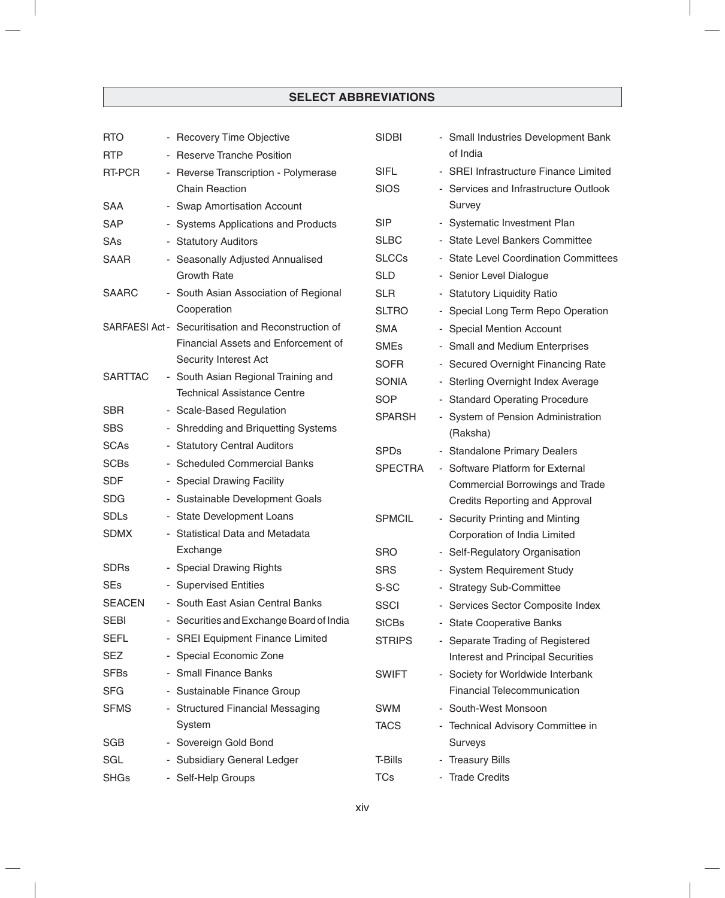## SELECT ABBREVIATIONS

| | |
|---|---|
| RTO | - Recovery Time Objective |
| RTP | - Reserve Tranche Position |
| RT-PCR | - Reverse Transcription - Polymerase Chain Reaction |
| SAA | - Swap Amortisation Account |
| SAP | - Systems Applications and Products |
| SAs | - Statutory Auditors |
| SAAR | - Seasonally Adjusted Annualised Growth Rate |
| SAARC | - South Asian Association of Regional Cooperation |
| SARFAESI Act | - Securitisation and Reconstruction of Financial Assets and Enforcement of Security Interest Act |
| SARTTAC | - South Asian Regional Training and Technical Assistance Centre |
| SBR | - Scale-Based Regulation |
| SBS | - Shredding and Briquetting Systems |
| SCAs | - Statutory Central Auditors |
| SCBs | - Scheduled Commercial Banks |
| SDF | - Special Drawing Facility |
| SDG | - Sustainable Development Goals |
| SDLs | - State Development Loans |
| SDMX | - Statistical Data and Metadata Exchange |
| SDRs | - Special Drawing Rights |
| SEs | - Supervised Entities |
| SEACEN | - South East Asian Central Banks |
| SEBI | - Securities and Exchange Board of India |
| SEFL | - SREI Equipment Finance Limited |
| SEZ | - Special Economic Zone |
| SFBs | - Small Finance Banks |
| SFG | - Sustainable Finance Group |
| SFMS | - Structured Financial Messaging System |
| SGB | - Sovereign Gold Bond |
| SGL | - Subsidiary General Ledger |
| SHGs | - Self-Help Groups |
| SIDBI | - Small Industries Development Bank of India |
| SIFL | - SREI Infrastructure Finance Limited |
| SIOS | - Services and Infrastructure Outlook Survey |
| SIP | - Systematic Investment Plan |
| SLBC | - State Level Bankers Committee |
| SLCCs | - State Level Coordination Committees |
| SLD | - Senior Level Dialogue |
| SLR | - Statutory Liquidity Ratio |
| SLTRO | - Special Long Term Repo Operation |
| SMA | - Special Mention Account |
| SMEs | - Small and Medium Enterprises |
| SOFR | - Secured Overnight Financing Rate |
| SONIA | - Sterling Overnight Index Average |
| SOP | - Standard Operating Procedure |
| SPARSH | - System of Pension Administration (Raksha) |
| SPDs | - Standalone Primary Dealers |
| SPECTRA | - Software Platform for External Commercial Borrowings and Trade Credits Reporting and Approval |
| SPMCIL | - Security Printing and Minting Corporation of India Limited |
| SRO | - Self-Regulatory Organisation |
| SRS | - System Requirement Study |
| S-SC | - Strategy Sub-Committee |
| SSCI | - Services Sector Composite Index |
| StCBs | - State Cooperative Banks |
| STRIPS | - Separate Trading of Registered Interest and Principal Securities |
| SWIFT | - Society for Worldwide Interbank Financial Telecommunication |
| SWM | - South-West Monsoon |
| TACS | - Technical Advisory Committee in Surveys |
| T-Bills | - Treasury Bills |
| TCs | - Trade Credits |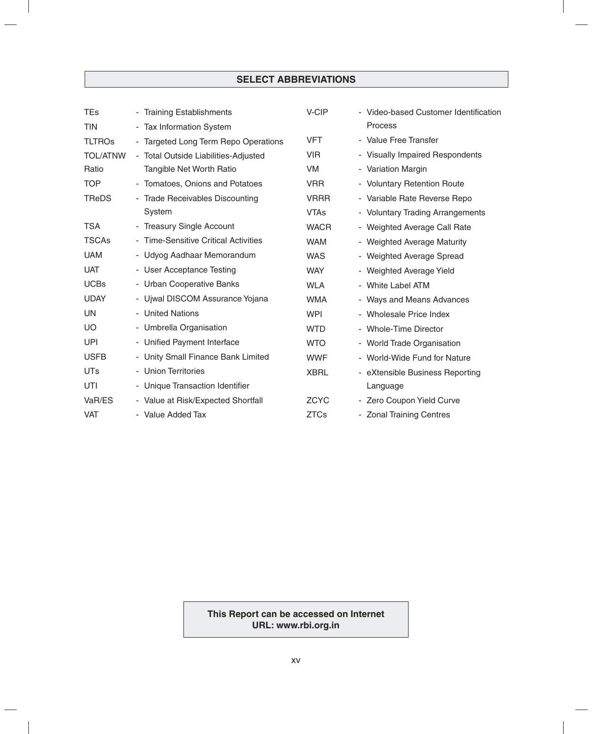## SELECT ABBREVIATIONS

| | |
|---|---|
| TEs | Training Establishments |
| TIN | Tax Information System |
| TLTROs | Targeted Long Term Repo Operations |
| TOL/ATNW Ratio | Total Outside Liabilities-Adjusted Tangible Net Worth Ratio |
| TOP | Tomatoes, Onions and Potatoes |
| TReDS | Trade Receivables Discounting System |
| TSA | Treasury Single Account |
| TSCAs | Time-Sensitive Critical Activities |
| UAM | Udyog Aadhaar Memorandum |
| UAT | User Acceptance Testing |
| UCBs | Urban Cooperative Banks |
| UDAY | Ujwal DISCOM Assurance Yojana |
| UN | United Nations |
| UO | Umbrella Organisation |
| UPI | Unified Payment Interface |
| USFB | Unity Small Finance Bank Limited |
| UTs | Union Territories |
| UTI | Unique Transaction Identifier |
| VaR/ES | Value at Risk/Expected Shortfall |
| VAT | Value Added Tax |
| V-CIP | Video-based Customer Identification Process |
| VFT | Value Free Transfer |
| VIR | Visually Impaired Respondents |
| VM | Variation Margin |
| VRR | Voluntary Retention Route |
| VRRR | Variable Rate Reverse Repo |
| VTAs | Voluntary Trading Arrangements |
| WACR | Weighted Average Call Rate |
| WAM | Weighted Average Maturity |
| WAS | Weighted Average Spread |
| WAY | Weighted Average Yield |
| WLA | White Label ATM |
| WMA | Ways and Means Advances |
| WPI | Wholesale Price Index |
| WTD | Whole-Time Director |
| WTO | World Trade Organisation |
| WWF | World-Wide Fund for Nature |
| XBRL | eXtensible Business Reporting Language |
| ZCYC | Zero Coupon Yield Curve |
| ZTCs | Zonal Training Centres |

**This Report can be accessed on Internet**
**URL: www.rbi.org.in**